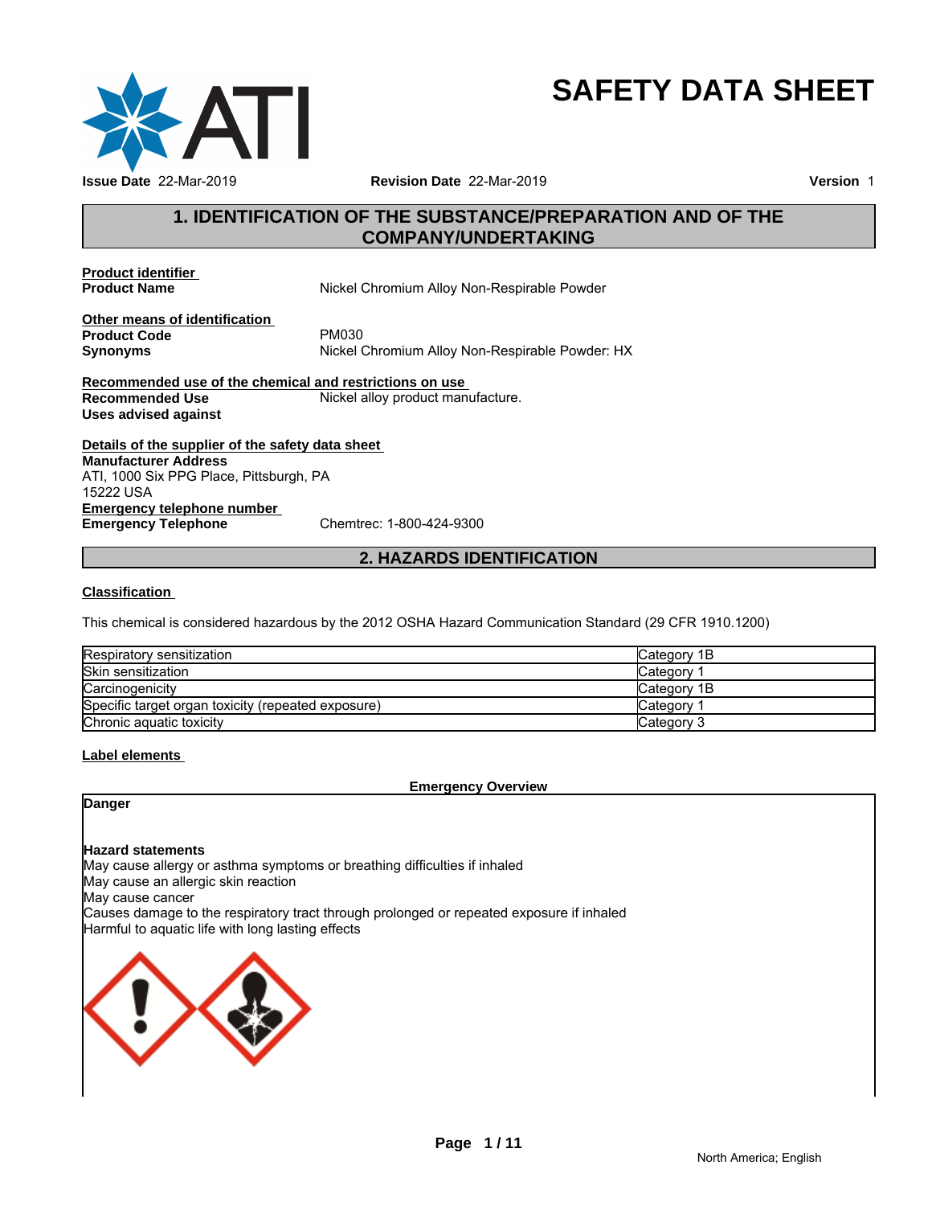# SAFETY DATA SHEET

**Issue Date** 22-Mar-2019 **Revision Date** 22-Mar-2019 **Version** 1

## 1. IDENTIFICATION OF THE SUBSTANCE/PREPARATION AND OF THE COMPANY/UNDERTAKING

**Product identifier**

**Product Name** Nickel Chromium Alloy Non-Respirable Powder

**Other means of identification**

**Product Code** PM030

**Synonyms** Nickel Chromium Alloy Non-Respirable Powder: HX

**Recommended use of the chemical and restrictions on use**

**Recommended Use** Nickel alloy product manufacture.

**Uses advised against**

**Details of the supplier of the safety data sheet**

**Manufacturer Address**
ATI, 1000 Six PPG Place, Pittsburgh, PA
15222 USA

**Emergency telephone number**

**Emergency Telephone** Chemtrec: 1-800-424-9300

## 2. HAZARDS IDENTIFICATION

**Classification**

This chemical is considered hazardous by the 2012 OSHA Hazard Communication Standard (29 CFR 1910.1200)

| Hazard | Category |
|---|---|
| Respiratory sensitization | Category 1B |
| Skin sensitization | Category 1 |
| Carcinogenicity | Category 1B |
| Specific target organ toxicity (repeated exposure) | Category 1 |
| Chronic aquatic toxicity | Category 3 |

**Label elements**

**Emergency Overview**

**Danger**

**Hazard statements**

May cause allergy or asthma symptoms or breathing difficulties if inhaled
May cause an allergic skin reaction
May cause cancer
Causes damage to the respiratory tract through prolonged or repeated exposure if inhaled
Harmful to aquatic life with long lasting effects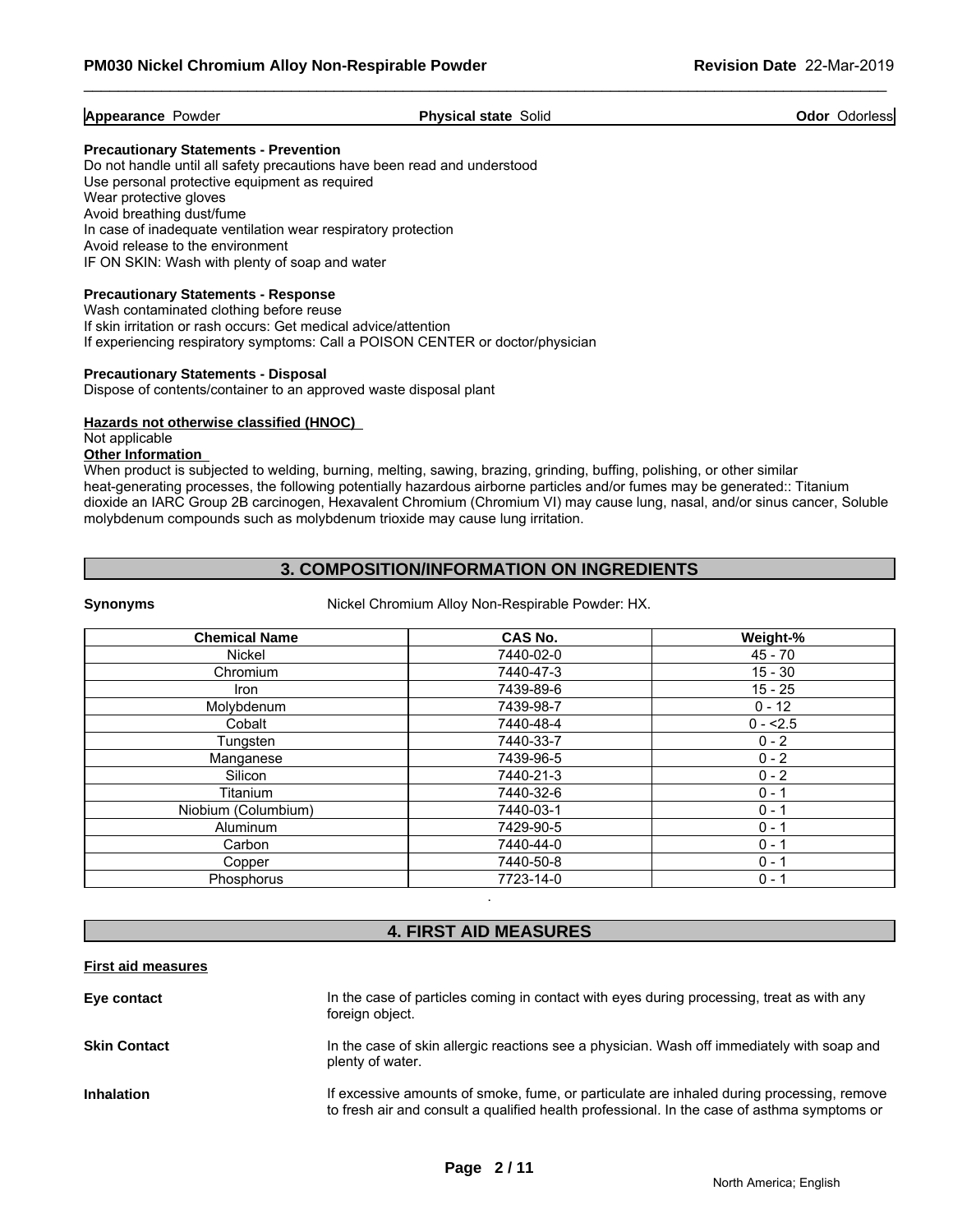**Appearance** Powder | **Physical state** Solid | **Odor** Odorless

**Precautionary Statements - Prevention**

Do not handle until all safety precautions have been read and understood
Use personal protective equipment as required
Wear protective gloves
Avoid breathing dust/fume
In case of inadequate ventilation wear respiratory protection
Avoid release to the environment
IF ON SKIN: Wash with plenty of soap and water

**Precautionary Statements - Response**

Wash contaminated clothing before reuse
If skin irritation or rash occurs: Get medical advice/attention
If experiencing respiratory symptoms: Call a POISON CENTER or doctor/physician

**Precautionary Statements - Disposal**

Dispose of contents/container to an approved waste disposal plant

**Hazards not otherwise classified (HNOC)**

Not applicable

**Other Information**

When product is subjected to welding, burning, melting, sawing, brazing, grinding, buffing, polishing, or other similar heat-generating processes, the following potentially hazardous airborne particles and/or fumes may be generated:: Titanium dioxide an IARC Group 2B carcinogen, Hexavalent Chromium (Chromium VI) may cause lung, nasal, and/or sinus cancer, Soluble molybdenum compounds such as molybdenum trioxide may cause lung irritation.

## 3. COMPOSITION/INFORMATION ON INGREDIENTS

**Synonyms** Nickel Chromium Alloy Non-Respirable Powder: HX.

| Chemical Name | CAS No. | Weight-% |
|---|---|---|
| Nickel | 7440-02-0 | 45 - 70 |
| Chromium | 7440-47-3 | 15 - 30 |
| Iron | 7439-89-6 | 15 - 25 |
| Molybdenum | 7439-98-7 | 0 - 12 |
| Cobalt | 7440-48-4 | 0 - <2.5 |
| Tungsten | 7440-33-7 | 0 - 2 |
| Manganese | 7439-96-5 | 0 - 2 |
| Silicon | 7440-21-3 | 0 - 2 |
| Titanium | 7440-32-6 | 0 - 1 |
| Niobium (Columbium) | 7440-03-1 | 0 - 1 |
| Aluminum | 7429-90-5 | 0 - 1 |
| Carbon | 7440-44-0 | 0 - 1 |
| Copper | 7440-50-8 | 0 - 1 |
| Phosphorus | 7723-14-0 | 0 - 1 |

.

## 4. FIRST AID MEASURES

**First aid measures**

**Eye contact** In the case of particles coming in contact with eyes during processing, treat as with any foreign object.

**Skin Contact** In the case of skin allergic reactions see a physician. Wash off immediately with soap and plenty of water.

**Inhalation** If excessive amounts of smoke, fume, or particulate are inhaled during processing, remove to fresh air and consult a qualified health professional. In the case of asthma symptoms or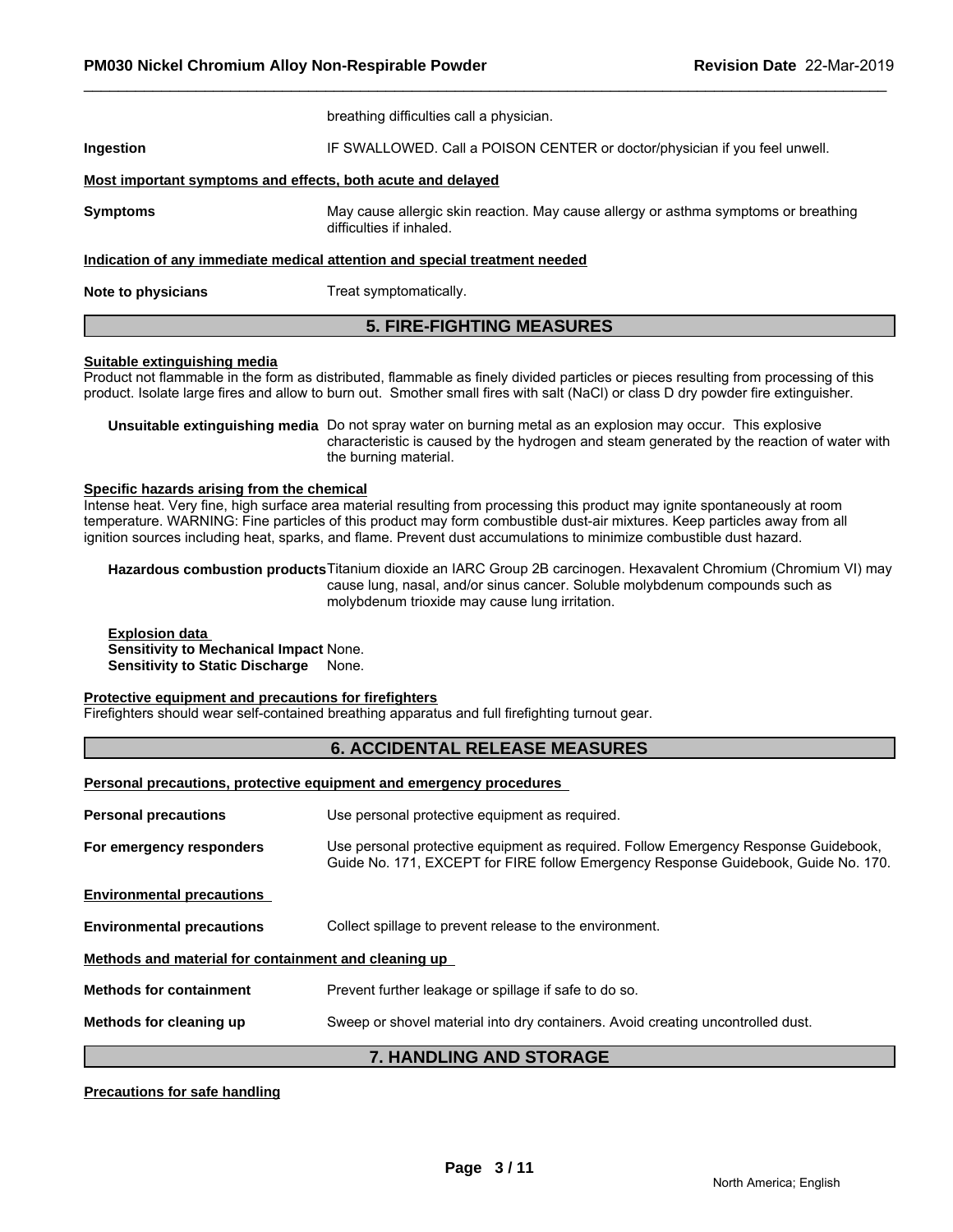breathing difficulties call a physician.

**Ingestion** IF SWALLOWED. Call a POISON CENTER or doctor/physician if you feel unwell.

**Most important symptoms and effects, both acute and delayed**

**Symptoms** May cause allergic skin reaction. May cause allergy or asthma symptoms or breathing difficulties if inhaled.

**Indication of any immediate medical attention and special treatment needed**

**Note to physicians** Treat symptomatically.

## 5. FIRE-FIGHTING MEASURES

**Suitable extinguishing media**

Product not flammable in the form as distributed, flammable as finely divided particles or pieces resulting from processing of this product. Isolate large fires and allow to burn out. Smother small fires with salt (NaCl) or class D dry powder fire extinguisher.

**Unsuitable extinguishing media** Do not spray water on burning metal as an explosion may occur. This explosive characteristic is caused by the hydrogen and steam generated by the reaction of water with the burning material.

**Specific hazards arising from the chemical**

Intense heat. Very fine, high surface area material resulting from processing this product may ignite spontaneously at room temperature. WARNING: Fine particles of this product may form combustible dust-air mixtures. Keep particles away from all ignition sources including heat, sparks, and flame. Prevent dust accumulations to minimize combustible dust hazard.

**Hazardous combustion products** Titanium dioxide an IARC Group 2B carcinogen. Hexavalent Chromium (Chromium VI) may cause lung, nasal, and/or sinus cancer. Soluble molybdenum compounds such as molybdenum trioxide may cause lung irritation.

**Explosion data**
**Sensitivity to Mechanical Impact** None.
**Sensitivity to Static Discharge** None.

**Protective equipment and precautions for firefighters**

Firefighters should wear self-contained breathing apparatus and full firefighting turnout gear.

## 6. ACCIDENTAL RELEASE MEASURES

**Personal precautions, protective equipment and emergency procedures**

**Personal precautions** Use personal protective equipment as required.

**For emergency responders** Use personal protective equipment as required. Follow Emergency Response Guidebook, Guide No. 171, EXCEPT for FIRE follow Emergency Response Guidebook, Guide No. 170.

**Environmental precautions**

**Environmental precautions** Collect spillage to prevent release to the environment.

**Methods and material for containment and cleaning up**

**Methods for containment** Prevent further leakage or spillage if safe to do so.

**Methods for cleaning up** Sweep or shovel material into dry containers. Avoid creating uncontrolled dust.

## 7. HANDLING AND STORAGE

**Precautions for safe handling**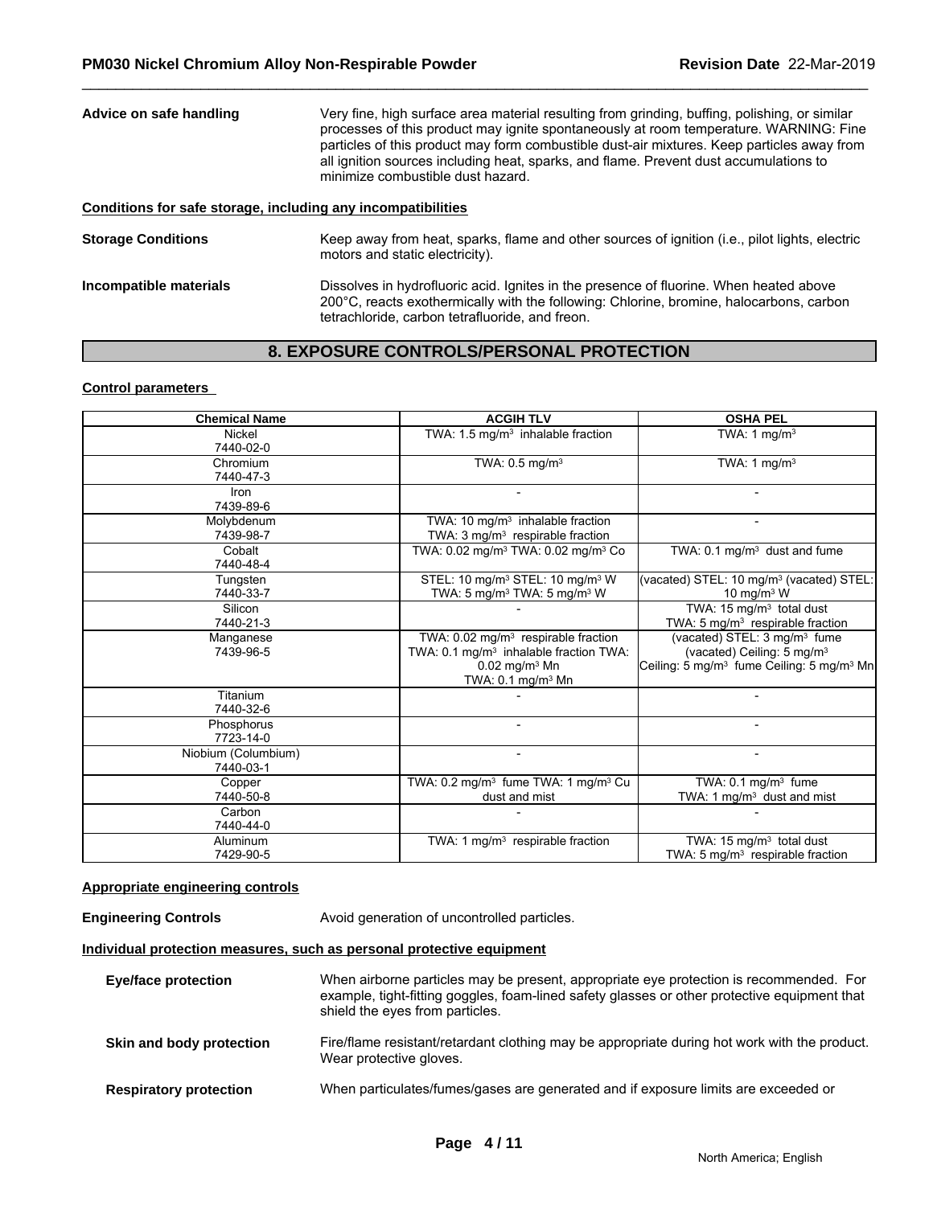**Advice on safe handling** Very fine, high surface area material resulting from grinding, buffing, polishing, or similar processes of this product may ignite spontaneously at room temperature. WARNING: Fine particles of this product may form combustible dust-air mixtures. Keep particles away from all ignition sources including heat, sparks, and flame. Prevent dust accumulations to minimize combustible dust hazard.

**Conditions for safe storage, including any incompatibilities**

**Storage Conditions** Keep away from heat, sparks, flame and other sources of ignition (i.e., pilot lights, electric motors and static electricity).

**Incompatible materials** Dissolves in hydrofluoric acid. Ignites in the presence of fluorine. When heated above 200°C, reacts exothermically with the following: Chlorine, bromine, halocarbons, carbon tetrachloride, carbon tetrafluoride, and freon.

## 8. EXPOSURE CONTROLS/PERSONAL PROTECTION

**Control parameters**

| Chemical Name | ACGIH TLV | OSHA PEL |
|---|---|---|
| Nickel<br>7440-02-0 | TWA: 1.5 mg/m³ inhalable fraction | TWA: 1 mg/m³ |
| Chromium<br>7440-47-3 | TWA: 0.5 mg/m³ | TWA: 1 mg/m³ |
| Iron<br>7439-89-6 | - | - |
| Molybdenum<br>7439-98-7 | TWA: 10 mg/m³ inhalable fraction<br>TWA: 3 mg/m³ respirable fraction | - |
| Cobalt<br>7440-48-4 | TWA: 0.02 mg/m³ TWA: 0.02 mg/m³ Co | TWA: 0.1 mg/m³ dust and fume |
| Tungsten<br>7440-33-7 | STEL: 10 mg/m³ STEL: 10 mg/m³ W<br>TWA: 5 mg/m³ TWA: 5 mg/m³ W | (vacated) STEL: 10 mg/m³ (vacated) STEL: 10 mg/m³ W |
| Silicon<br>7440-21-3 | - | TWA: 15 mg/m³ total dust<br>TWA: 5 mg/m³ respirable fraction |
| Manganese<br>7439-96-5 | TWA: 0.02 mg/m³ respirable fraction<br>TWA: 0.1 mg/m³ inhalable fraction TWA: 0.02 mg/m³ Mn<br>TWA: 0.1 mg/m³ Mn | (vacated) STEL: 3 mg/m³ fume<br>(vacated) Ceiling: 5 mg/m³<br>Ceiling: 5 mg/m³ fume Ceiling: 5 mg/m³ Mn |
| Titanium<br>7440-32-6 | - | - |
| Phosphorus<br>7723-14-0 | - | - |
| Niobium (Columbium)<br>7440-03-1 | - | - |
| Copper<br>7440-50-8 | TWA: 0.2 mg/m³ fume TWA: 1 mg/m³ Cu dust and mist | TWA: 0.1 mg/m³ fume<br>TWA: 1 mg/m³ dust and mist |
| Carbon<br>7440-44-0 | - | - |
| Aluminum<br>7429-90-5 | TWA: 1 mg/m³ respirable fraction | TWA: 15 mg/m³ total dust<br>TWA: 5 mg/m³ respirable fraction |

**Appropriate engineering controls**

**Engineering Controls** Avoid generation of uncontrolled particles.

**Individual protection measures, such as personal protective equipment**

**Eye/face protection** When airborne particles may be present, appropriate eye protection is recommended. For example, tight-fitting goggles, foam-lined safety glasses or other protective equipment that shield the eyes from particles.

**Skin and body protection** Fire/flame resistant/retardant clothing may be appropriate during hot work with the product. Wear protective gloves.

**Respiratory protection** When particulates/fumes/gases are generated and if exposure limits are exceeded or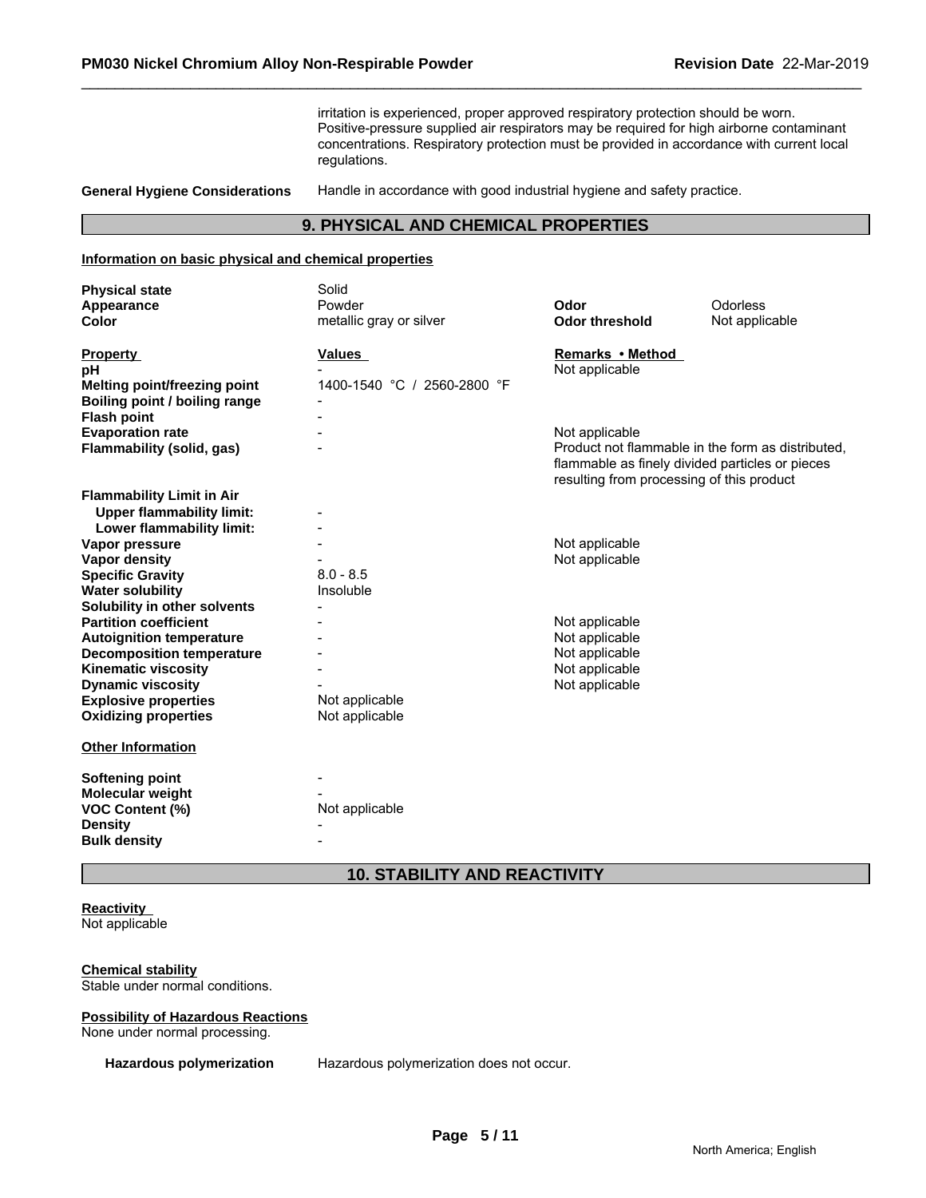irritation is experienced, proper approved respiratory protection should be worn. Positive-pressure supplied air respirators may be required for high airborne contaminant concentrations. Respiratory protection must be provided in accordance with current local regulations.

**General Hygiene Considerations** Handle in accordance with good industrial hygiene and safety practice.

## 9. PHYSICAL AND CHEMICAL PROPERTIES

**Information on basic physical and chemical properties**

| | | | |
|---|---|---|---|
| **Physical state** | Solid | | |
| **Appearance** | Powder | **Odor** | Odorless |
| **Color** | metallic gray or silver | **Odor threshold** | Not applicable |

| **Property** | **Values** | **Remarks • Method** |
|---|---|---|
| **pH** | - | Not applicable |
| **Melting point/freezing point** | 1400-1540 °C / 2560-2800 °F | |
| **Boiling point / boiling range** | - | |
| **Flash point** | - | |
| **Evaporation rate** | - | Not applicable |
| **Flammability (solid, gas)** | - | Product not flammable in the form as distributed, flammable as finely divided particles or pieces resulting from processing of this product |
| **Flammability Limit in Air** | | |
| **Upper flammability limit:** | - | |
| **Lower flammability limit:** | - | |
| **Vapor pressure** | - | Not applicable |
| **Vapor density** | - | Not applicable |
| **Specific Gravity** | 8.0 - 8.5 | |
| **Water solubility** | Insoluble | |
| **Solubility in other solvents** | - | |
| **Partition coefficient** | - | Not applicable |
| **Autoignition temperature** | - | Not applicable |
| **Decomposition temperature** | - | Not applicable |
| **Kinematic viscosity** | - | Not applicable |
| **Dynamic viscosity** | - | Not applicable |
| **Explosive properties** | Not applicable | |
| **Oxidizing properties** | Not applicable | |

**Other Information**

| | |
|---|---|
| **Softening point** | - |
| **Molecular weight** | - |
| **VOC Content (%)** | Not applicable |
| **Density** | - |
| **Bulk density** | - |

## 10. STABILITY AND REACTIVITY

**Reactivity**
Not applicable

**Chemical stability**
Stable under normal conditions.

**Possibility of Hazardous Reactions**
None under normal processing.

**Hazardous polymerization** Hazardous polymerization does not occur.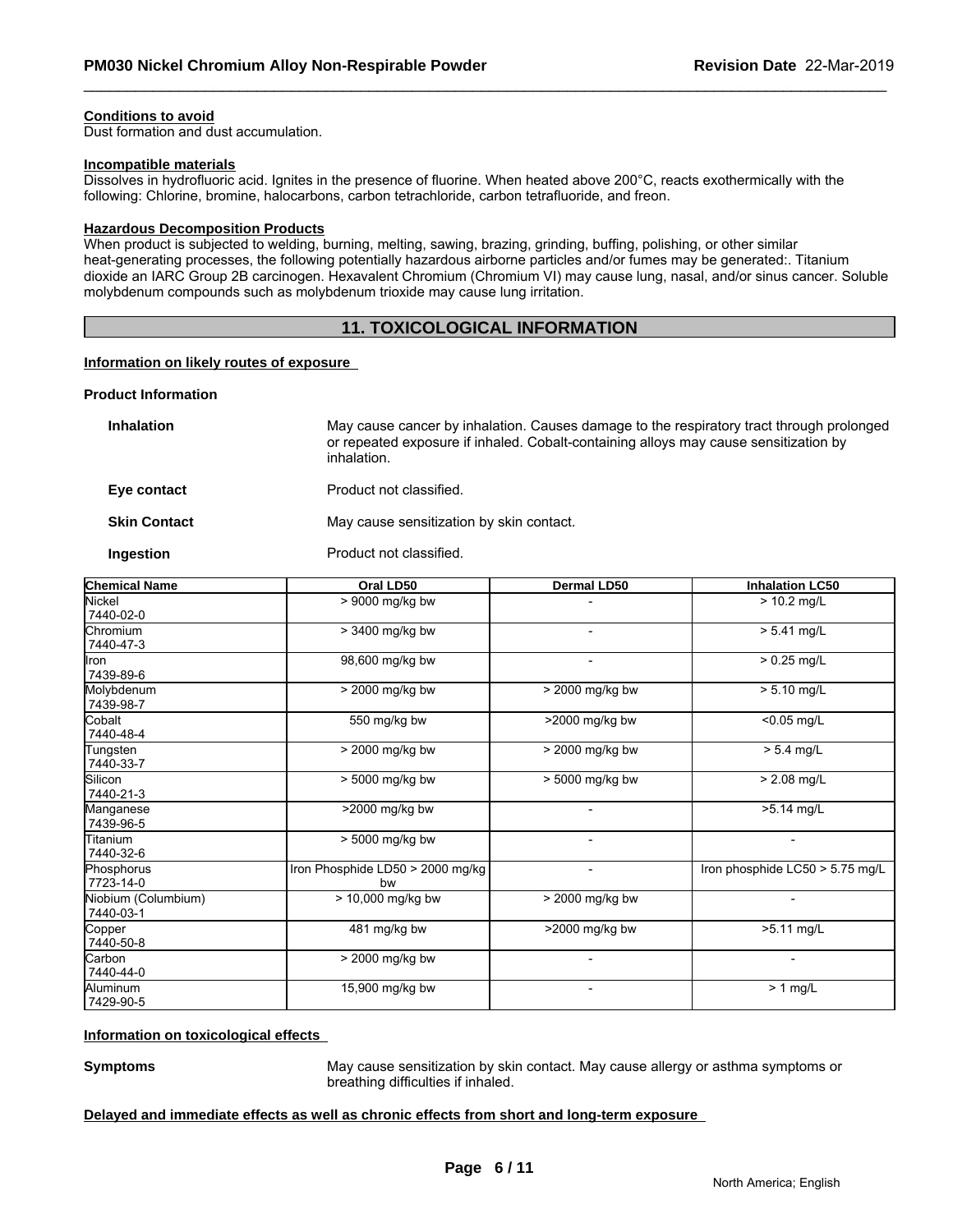**Conditions to avoid**

Dust formation and dust accumulation.

**Incompatible materials**

Dissolves in hydrofluoric acid. Ignites in the presence of fluorine. When heated above 200°C, reacts exothermically with the following: Chlorine, bromine, halocarbons, carbon tetrachloride, carbon tetrafluoride, and freon.

**Hazardous Decomposition Products**

When product is subjected to welding, burning, melting, sawing, brazing, grinding, buffing, polishing, or other similar heat-generating processes, the following potentially hazardous airborne particles and/or fumes may be generated:. Titanium dioxide an IARC Group 2B carcinogen. Hexavalent Chromium (Chromium VI) may cause lung, nasal, and/or sinus cancer. Soluble molybdenum compounds such as molybdenum trioxide may cause lung irritation.

## 11. TOXICOLOGICAL INFORMATION

**Information on likely routes of exposure**

**Product Information**

**Inhalation** May cause cancer by inhalation. Causes damage to the respiratory tract through prolonged or repeated exposure if inhaled. Cobalt-containing alloys may cause sensitization by inhalation.

**Eye contact** Product not classified.

**Skin Contact** May cause sensitization by skin contact.

**Ingestion** Product not classified.

| Chemical Name | Oral LD50 | Dermal LD50 | Inhalation LC50 |
|---|---|---|---|
| Nickel 7440-02-0 | > 9000 mg/kg bw | - | > 10.2 mg/L |
| Chromium 7440-47-3 | > 3400 mg/kg bw | - | > 5.41 mg/L |
| Iron 7439-89-6 | 98,600 mg/kg bw | - | > 0.25 mg/L |
| Molybdenum 7439-98-7 | > 2000 mg/kg bw | > 2000 mg/kg bw | > 5.10 mg/L |
| Cobalt 7440-48-4 | 550 mg/kg bw | >2000 mg/kg bw | <0.05 mg/L |
| Tungsten 7440-33-7 | > 2000 mg/kg bw | > 2000 mg/kg bw | > 5.4 mg/L |
| Silicon 7440-21-3 | > 5000 mg/kg bw | > 5000 mg/kg bw | > 2.08 mg/L |
| Manganese 7439-96-5 | >2000 mg/kg bw | - | >5.14 mg/L |
| Titanium 7440-32-6 | > 5000 mg/kg bw | - | - |
| Phosphorus 7723-14-0 | Iron Phosphide LD50 > 2000 mg/kg bw | - | Iron phosphide LC50 > 5.75 mg/L |
| Niobium (Columbium) 7440-03-1 | > 10,000 mg/kg bw | > 2000 mg/kg bw | - |
| Copper 7440-50-8 | 481 mg/kg bw | >2000 mg/kg bw | >5.11 mg/L |
| Carbon 7440-44-0 | > 2000 mg/kg bw | - | - |
| Aluminum 7429-90-5 | 15,900 mg/kg bw | - | > 1 mg/L |

**Information on toxicological effects**

**Symptoms** May cause sensitization by skin contact. May cause allergy or asthma symptoms or breathing difficulties if inhaled.

**Delayed and immediate effects as well as chronic effects from short and long-term exposure**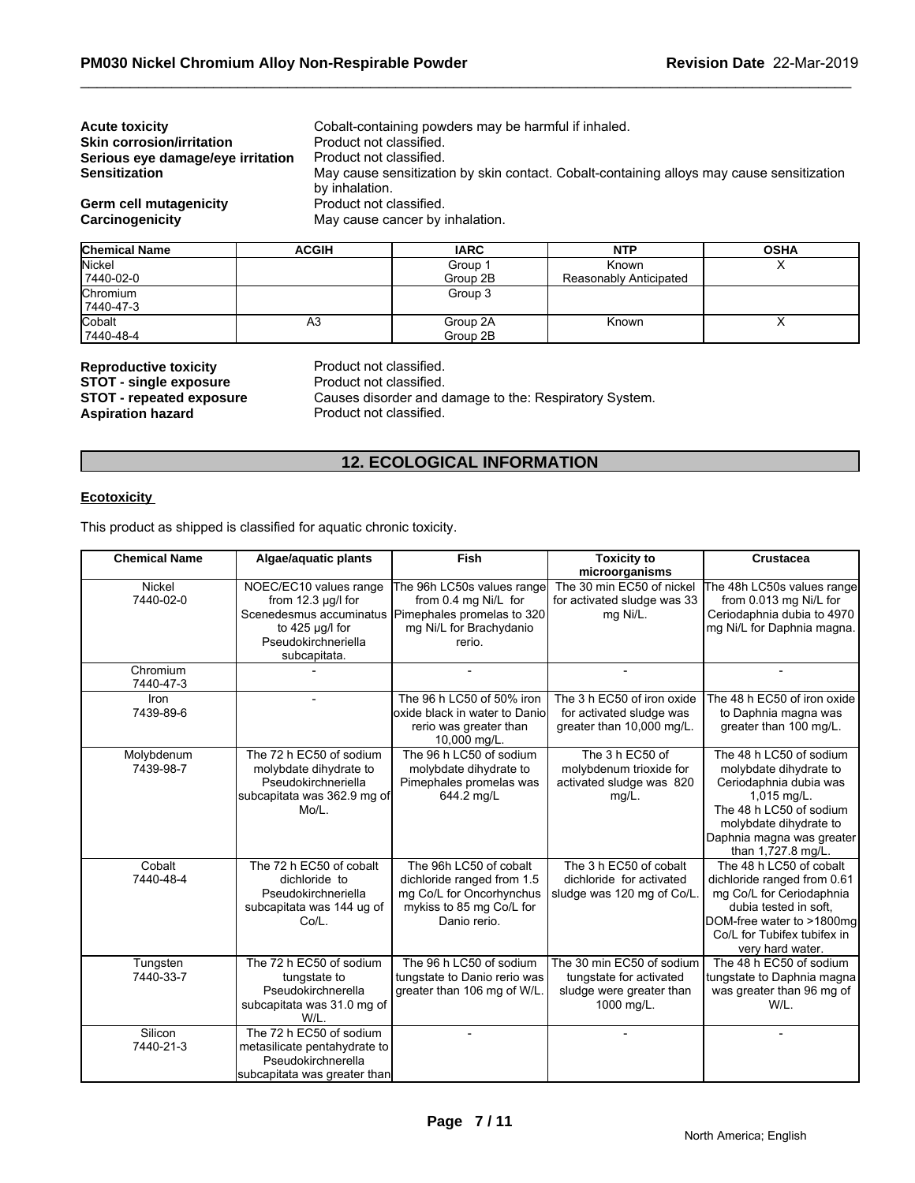**Acute toxicity** Cobalt-containing powders may be harmful if inhaled.
**Skin corrosion/irritation** Product not classified.
**Serious eye damage/eye irritation** Product not classified.
**Sensitization** May cause sensitization by skin contact. Cobalt-containing alloys may cause sensitization by inhalation.
**Germ cell mutagenicity** Product not classified.
**Carcinogenicity** May cause cancer by inhalation.

| Chemical Name | ACGIH | IARC | NTP | OSHA |
|---|---|---|---|---|
| Nickel<br>7440-02-0 | | Group 1<br>Group 2B | Known<br>Reasonably Anticipated | X |
| Chromium<br>7440-47-3 | | Group 3 | | |
| Cobalt<br>7440-48-4 | A3 | Group 2A<br>Group 2B | Known | X |

**Reproductive toxicity** Product not classified.
**STOT - single exposure** Product not classified.
**STOT - repeated exposure** Causes disorder and damage to the: Respiratory System.
**Aspiration hazard** Product not classified.

## 12. ECOLOGICAL INFORMATION

**Ecotoxicity**

This product as shipped is classified for aquatic chronic toxicity.

| Chemical Name | Algae/aquatic plants | Fish | Toxicity to microorganisms | Crustacea |
|---|---|---|---|---|
| Nickel<br>7440-02-0 | NOEC/EC10 values range from 12.3 µg/l for Scenedesmus accuminatus to 425 µg/l for Pseudokirchneriella subcapitata. | The 96h LC50s values range from 0.4 mg Ni/L for Pimephales promelas to 320 mg Ni/L for Brachydanio rerio. | The 30 min EC50 of nickel for activated sludge was 33 mg Ni/L. | The 48h LC50s values range from 0.013 mg Ni/L for Ceriodaphnia dubia to 4970 mg Ni/L for Daphnia magna. |
| Chromium<br>7440-47-3 | - | - | - | - |
| Iron<br>7439-89-6 | - | The 96 h LC50 of 50% iron oxide black in water to Danio rerio was greater than 10,000 mg/L. | The 3 h EC50 of iron oxide for activated sludge was greater than 10,000 mg/L. | The 48 h EC50 of iron oxide to Daphnia magna was greater than 100 mg/L. |
| Molybdenum<br>7439-98-7 | The 72 h EC50 of sodium molybdate dihydrate to Pseudokirchneriella subcapitata was 362.9 mg of Mo/L. | The 96 h LC50 of sodium molybdate dihydrate to Pimephales promelas was 644.2 mg/L | The 3 h EC50 of molybdenum trioxide for activated sludge was 820 mg/L. | The 48 h LC50 of sodium molybdate dihydrate to Ceriodaphnia dubia was 1,015 mg/L.<br>The 48 h LC50 of sodium molybdate dihydrate to Daphnia magna was greater than 1,727.8 mg/L. |
| Cobalt<br>7440-48-4 | The 72 h EC50 of cobalt dichloride to Pseudokirchneriella subcapitata was 144 ug of Co/L. | The 96h LC50 of cobalt dichloride ranged from 1.5 mg Co/L for Oncorhynchus mykiss to 85 mg Co/L for Danio rerio. | The 3 h EC50 of cobalt dichloride for activated sludge was 120 mg of Co/L. | The 48 h LC50 of cobalt dichloride ranged from 0.61 mg Co/L for Ceriodaphnia dubia tested in soft, DOM-free water to >1800mg Co/L for Tubifex tubifex in very hard water. |
| Tungsten<br>7440-33-7 | The 72 h EC50 of sodium tungstate to Pseudokirchnerella subcapitata was 31.0 mg of W/L. | The 96 h LC50 of sodium tungstate to Danio rerio was greater than 106 mg of W/L. | The 30 min EC50 of sodium tungstate for activated sludge were greater than 1000 mg/L. | The 48 h EC50 of sodium tungstate to Daphnia magna was greater than 96 mg of W/L. |
| Silicon<br>7440-21-3 | The 72 h EC50 of sodium metasilicate pentahydrate to Pseudokirchnerella subcapitata was greater than | - | - | - |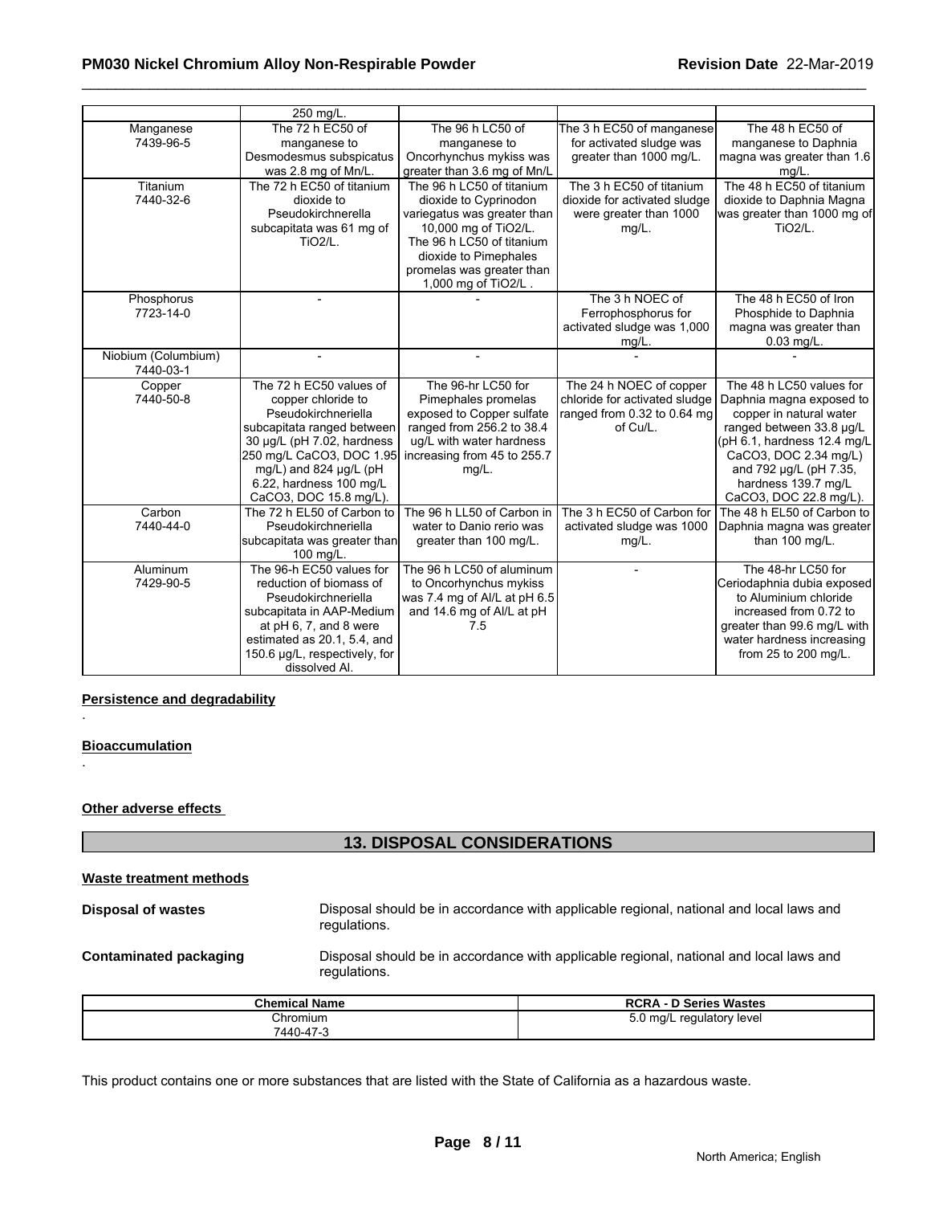| | 250 mg/L. | | | |
|---|---|---|---|---|
| Manganese 7439-96-5 | The 72 h EC50 of manganese to Desmodesmus subspicatus was 2.8 mg of Mn/L. | The 96 h LC50 of manganese to Oncorhynchus mykiss was greater than 3.6 mg of Mn/L | The 3 h EC50 of manganese for activated sludge was greater than 1000 mg/L. | The 48 h EC50 of manganese to Daphnia magna was greater than 1.6 mg/L. |
| Titanium 7440-32-6 | The 72 h EC50 of titanium dioxide to Pseudokirchnerella subcapitata was 61 mg of TiO2/L. | The 96 h LC50 of titanium dioxide to Cyprinodon variegatus was greater than 10,000 mg of TiO2/L. The 96 h LC50 of titanium dioxide to Pimephales promelas was greater than 1,000 mg of TiO2/L . | The 3 h EC50 of titanium dioxide for activated sludge were greater than 1000 mg/L. | The 48 h EC50 of titanium dioxide to Daphnia Magna was greater than 1000 mg of TiO2/L. |
| Phosphorus 7723-14-0 | - | - | The 3 h NOEC of Ferrophosphorus for activated sludge was 1,000 mg/L. | The 48 h EC50 of Iron Phosphide to Daphnia magna was greater than 0.03 mg/L. |
| Niobium (Columbium) 7440-03-1 | - | - | - | - |
| Copper 7440-50-8 | The 72 h EC50 values of copper chloride to Pseudokirchneriella subcapitata ranged between 30 µg/L (pH 7.02, hardness 250 mg/L CaCO3, DOC 1.95 mg/L) and 824 µg/L (pH 6.22, hardness 100 mg/L CaCO3, DOC 15.8 mg/L). | The 96-hr LC50 for Pimephales promelas exposed to Copper sulfate ranged from 256.2 to 38.4 ug/L with water hardness increasing from 45 to 255.7 mg/L. | The 24 h NOEC of copper chloride for activated sludge ranged from 0.32 to 0.64 mg of Cu/L. | The 48 h LC50 values for Daphnia magna exposed to copper in natural water ranged between 33.8 µg/L (pH 6.1, hardness 12.4 mg/L CaCO3, DOC 2.34 mg/L) and 792 µg/L (pH 7.35, hardness 139.7 mg/L CaCO3, DOC 22.8 mg/L). |
| Carbon 7440-44-0 | The 72 h EL50 of Carbon to Pseudokirchneriella subcapitata was greater than 100 mg/L. | The 96 h LL50 of Carbon in water to Danio rerio was greater than 100 mg/L. | The 3 h EC50 of Carbon for activated sludge was 1000 mg/L. | The 48 h EL50 of Carbon to Daphnia magna was greater than 100 mg/L. |
| Aluminum 7429-90-5 | The 96-h EC50 values for reduction of biomass of Pseudokirchneriella subcapitata in AAP-Medium at pH 6, 7, and 8 were estimated as 20.1, 5.4, and 150.6 µg/L, respectively, for dissolved Al. | The 96 h LC50 of aluminum to Oncorhynchus mykiss was 7.4 mg of Al/L at pH 6.5 and 14.6 mg of Al/L at pH 7.5 | - | The 48-hr LC50 for Ceriodaphnia dubia exposed to Aluminium chloride increased from 0.72 to greater than 99.6 mg/L with water hardness increasing from 25 to 200 mg/L. |

**Persistence and degradability**

.

**Bioaccumulation**

.

**Other adverse effects**

## 13. DISPOSAL CONSIDERATIONS

**Waste treatment methods**

**Disposal of wastes** Disposal should be in accordance with applicable regional, national and local laws and regulations.

**Contaminated packaging** Disposal should be in accordance with applicable regional, national and local laws and regulations.

| Chemical Name | RCRA - D Series Wastes |
|---|---|
| Chromium 7440-47-3 | 5.0 mg/L regulatory level |

This product contains one or more substances that are listed with the State of California as a hazardous waste.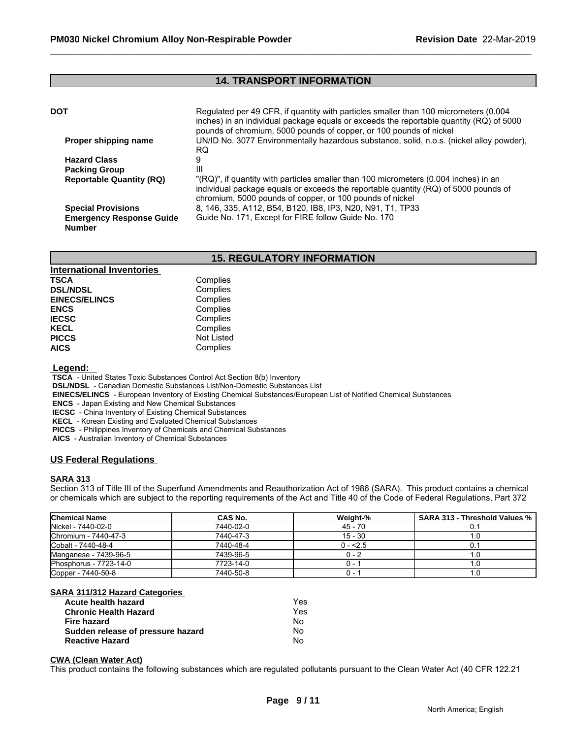## 14. TRANSPORT INFORMATION

**DOT**

Regulated per 49 CFR, if quantity with particles smaller than 100 micrometers (0.004 inches) in an individual package equals or exceeds the reportable quantity (RQ) of 5000 pounds of chromium, 5000 pounds of copper, or 100 pounds of nickel

| | |
|---|---|
| **Proper shipping name** | UN/ID No. 3077 Environmentally hazardous substance, solid, n.o.s. (nickel alloy powder), RQ |
| **Hazard Class** | 9 |
| **Packing Group** | III |
| **Reportable Quantity (RQ)** | "(RQ)", if quantity with particles smaller than 100 micrometers (0.004 inches) in an individual package equals or exceeds the reportable quantity (RQ) of 5000 pounds of chromium, 5000 pounds of copper, or 100 pounds of nickel |
| **Special Provisions** | 8, 146, 335, A112, B54, B120, IB8, IP3, N20, N91, T1, TP33 |
| **Emergency Response Guide Number** | Guide No. 171, Except for FIRE follow Guide No. 170 |

## 15. REGULATORY INFORMATION

**International Inventories**

| | |
|---|---|
| **TSCA** | Complies |
| **DSL/NDSL** | Complies |
| **EINECS/ELINCS** | Complies |
| **ENCS** | Complies |
| **IECSC** | Complies |
| **KECL** | Complies |
| **PICCS** | Not Listed |
| **AICS** | Complies |

**Legend:**

**TSCA** - United States Toxic Substances Control Act Section 8(b) Inventory
**DSL/NDSL** - Canadian Domestic Substances List/Non-Domestic Substances List
**EINECS/ELINCS** - European Inventory of Existing Chemical Substances/European List of Notified Chemical Substances
**ENCS** - Japan Existing and New Chemical Substances
**IECSC** - China Inventory of Existing Chemical Substances
**KECL** - Korean Existing and Evaluated Chemical Substances
**PICCS** - Philippines Inventory of Chemicals and Chemical Substances
**AICS** - Australian Inventory of Chemical Substances

### US Federal Regulations

**SARA 313**

Section 313 of Title III of the Superfund Amendments and Reauthorization Act of 1986 (SARA). This product contains a chemical or chemicals which are subject to the reporting requirements of the Act and Title 40 of the Code of Federal Regulations, Part 372

| Chemical Name | CAS No. | Weight-% | SARA 313 - Threshold Values % |
|---|---|---|---|
| Nickel - 7440-02-0 | 7440-02-0 | 45 - 70 | 0.1 |
| Chromium - 7440-47-3 | 7440-47-3 | 15 - 30 | 1.0 |
| Cobalt - 7440-48-4 | 7440-48-4 | 0 - <2.5 | 0.1 |
| Manganese - 7439-96-5 | 7439-96-5 | 0 - 2 | 1.0 |
| Phosphorus - 7723-14-0 | 7723-14-0 | 0 - 1 | 1.0 |
| Copper - 7440-50-8 | 7440-50-8 | 0 - 1 | 1.0 |

**SARA 311/312 Hazard Categories**

| | |
|---|---|
| **Acute health hazard** | Yes |
| **Chronic Health Hazard** | Yes |
| **Fire hazard** | No |
| **Sudden release of pressure hazard** | No |
| **Reactive Hazard** | No |

**CWA (Clean Water Act)**

This product contains the following substances which are regulated pollutants pursuant to the Clean Water Act (40 CFR 122.21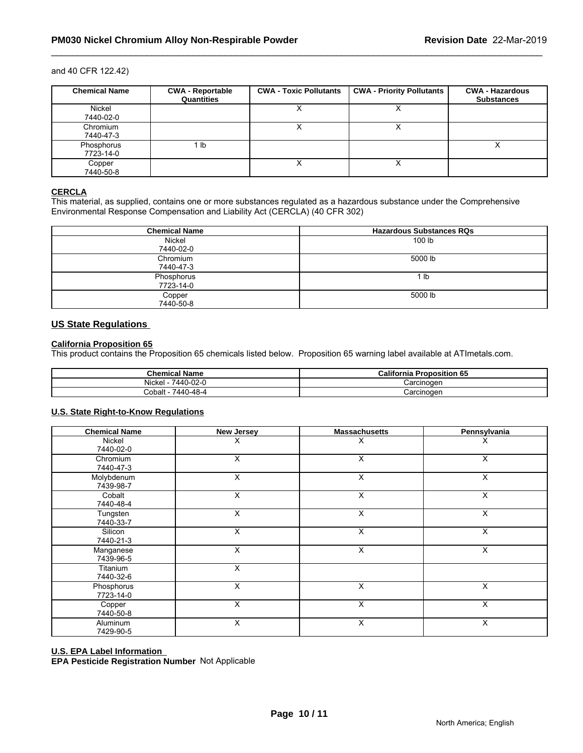and 40 CFR 122.42)

| Chemical Name | CWA - Reportable Quantities | CWA - Toxic Pollutants | CWA - Priority Pollutants | CWA - Hazardous Substances |
|---|---|---|---|---|
| Nickel 7440-02-0 | | X | X | |
| Chromium 7440-47-3 | | X | X | |
| Phosphorus 7723-14-0 | 1 lb | | | X |
| Copper 7440-50-8 | | X | X | |

**CERCLA**

This material, as supplied, contains one or more substances regulated as a hazardous substance under the Comprehensive Environmental Response Compensation and Liability Act (CERCLA) (40 CFR 302)

| Chemical Name | Hazardous Substances RQs |
|---|---|
| Nickel 7440-02-0 | 100 lb |
| Chromium 7440-47-3 | 5000 lb |
| Phosphorus 7723-14-0 | 1 lb |
| Copper 7440-50-8 | 5000 lb |

## US State Regulations

**California Proposition 65**

This product contains the Proposition 65 chemicals listed below. Proposition 65 warning label available at ATImetals.com.

| Chemical Name | California Proposition 65 |
|---|---|
| Nickel - 7440-02-0 | Carcinogen |
| Cobalt - 7440-48-4 | Carcinogen |

**U.S. State Right-to-Know Regulations**

| Chemical Name | New Jersey | Massachusetts | Pennsylvania |
|---|---|---|---|
| Nickel 7440-02-0 | X | X | X |
| Chromium 7440-47-3 | X | X | X |
| Molybdenum 7439-98-7 | X | X | X |
| Cobalt 7440-48-4 | X | X | X |
| Tungsten 7440-33-7 | X | X | X |
| Silicon 7440-21-3 | X | X | X |
| Manganese 7439-96-5 | X | X | X |
| Titanium 7440-32-6 | X | | |
| Phosphorus 7723-14-0 | X | X | X |
| Copper 7440-50-8 | X | X | X |
| Aluminum 7429-90-5 | X | X | X |

**U.S. EPA Label Information**

**EPA Pesticide Registration Number** Not Applicable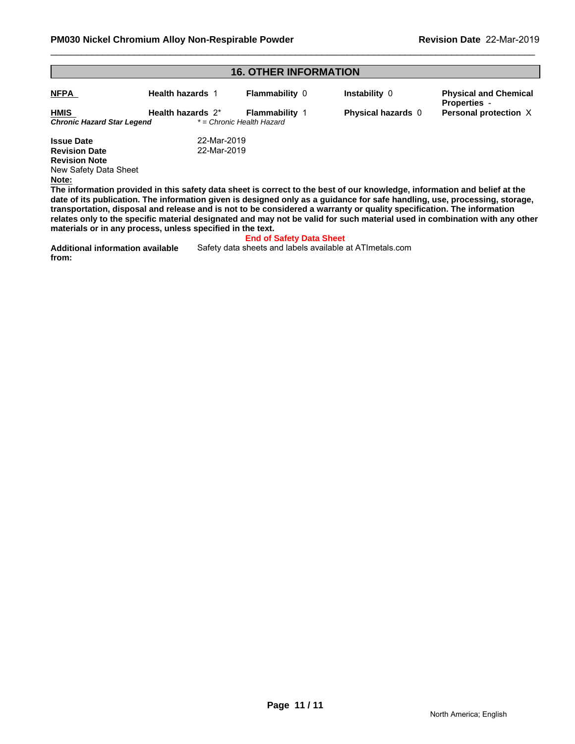## 16. OTHER INFORMATION

| | | | | |
|---|---|---|---|---|
| **NFPA** | **Health hazards** 1 | **Flammability** 0 | **Instability** 0 | **Physical and Chemical Properties** - |
| **HMIS** | **Health hazards** 2* | **Flammability** 1 | **Physical hazards** 0 | **Personal protection** X |

***Chronic Hazard Star Legend*** *\* = Chronic Health Hazard*

**Issue Date** 22-Mar-2019
**Revision Date** 22-Mar-2019
**Revision Note**
New Safety Data Sheet

**Note:**
**The information provided in this safety data sheet is correct to the best of our knowledge, information and belief at the date of its publication. The information given is designed only as a guidance for safe handling, use, processing, storage, transportation, disposal and release and is not to be considered a warranty or quality specification. The information relates only to the specific material designated and may not be valid for such material used in combination with any other materials or in any process, unless specified in the text.**

**End of Safety Data Sheet**

**Additional information available from:** Safety data sheets and labels available at ATImetals.com